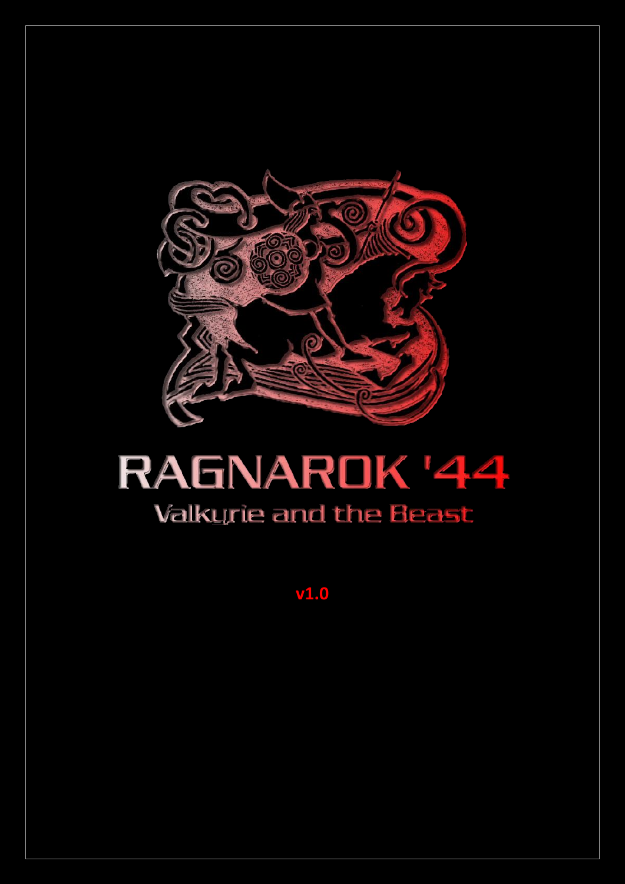# RAGNAROK '44

## Valkyrie and the Beast

**v1.0**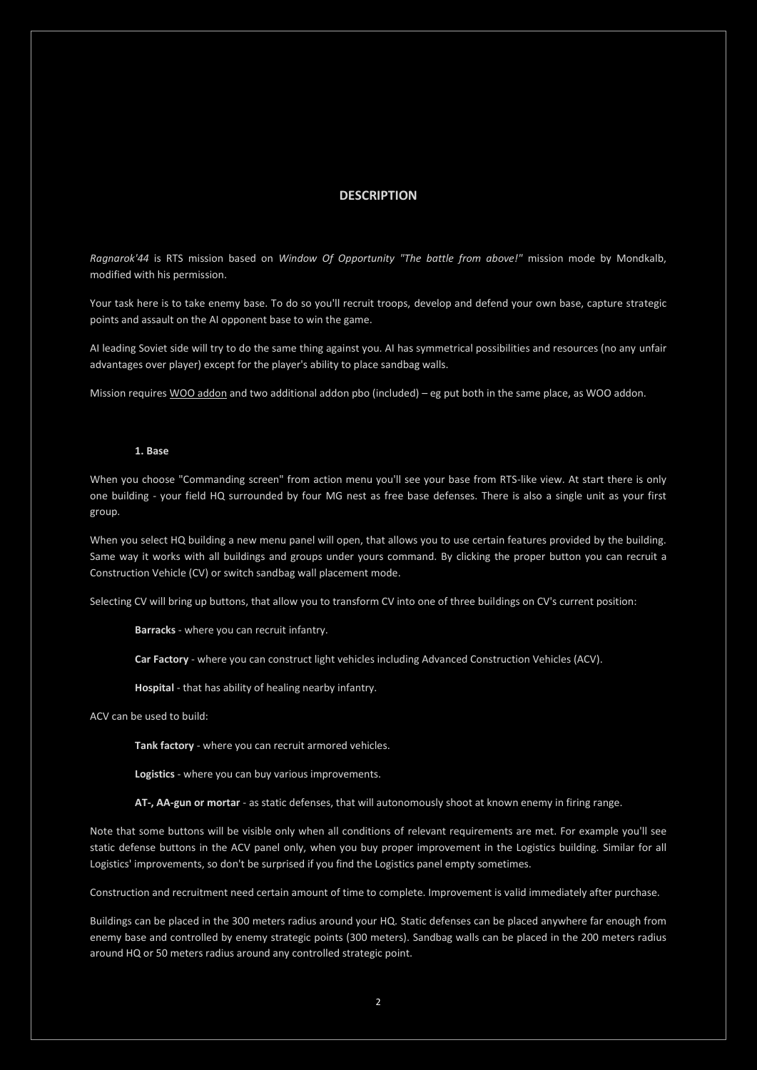## DESCRIPTION

*Ragnarok'44* is RTS mission based on *Window Of Opportunity "The battle from above!"* mission mode by Mondkalb, modified with his permission.

Your task here is to take enemy base. To do so you'll recruit troops, develop and defend your own base, capture strategic points and assault on the AI opponent base to win the game.

AI leading Soviet side will try to do the same thing against you. AI has symmetrical possibilities and resources (no any unfair advantages over player) except for the player's ability to place sandbag walls.

Mission requires WOO addon and two additional addon pbo (included) – eg put both in the same place, as WOO addon.

### 1. Base

When you choose "Commanding screen" from action menu you'll see your base from RTS-like view. At start there is only one building - your field HQ surrounded by four MG nest as free base defenses. There is also a single unit as your first group.

When you select HQ building a new menu panel will open, that allows you to use certain features provided by the building. Same way it works with all buildings and groups under yours command. By clicking the proper button you can recruit a Construction Vehicle (CV) or switch sandbag wall placement mode.

Selecting CV will bring up buttons, that allow you to transform CV into one of three buildings on CV's current position:

**Barracks** - where you can recruit infantry.

**Car Factory** - where you can construct light vehicles including Advanced Construction Vehicles (ACV).

**Hospital** - that has ability of healing nearby infantry.

ACV can be used to build:

**Tank factory** - where you can recruit armored vehicles.

**Logistics** - where you can buy various improvements.

**AT-, AA-gun or mortar** - as static defenses, that will autonomously shoot at known enemy in firing range.

Note that some buttons will be visible only when all conditions of relevant requirements are met. For example you'll see static defense buttons in the ACV panel only, when you buy proper improvement in the Logistics building. Similar for all Logistics' improvements, so don't be surprised if you find the Logistics panel empty sometimes.

Construction and recruitment need certain amount of time to complete. Improvement is valid immediately after purchase.

Buildings can be placed in the 300 meters radius around your HQ. Static defenses can be placed anywhere far enough from enemy base and controlled by enemy strategic points (300 meters). Sandbag walls can be placed in the 200 meters radius around HQ or 50 meters radius around any controlled strategic point.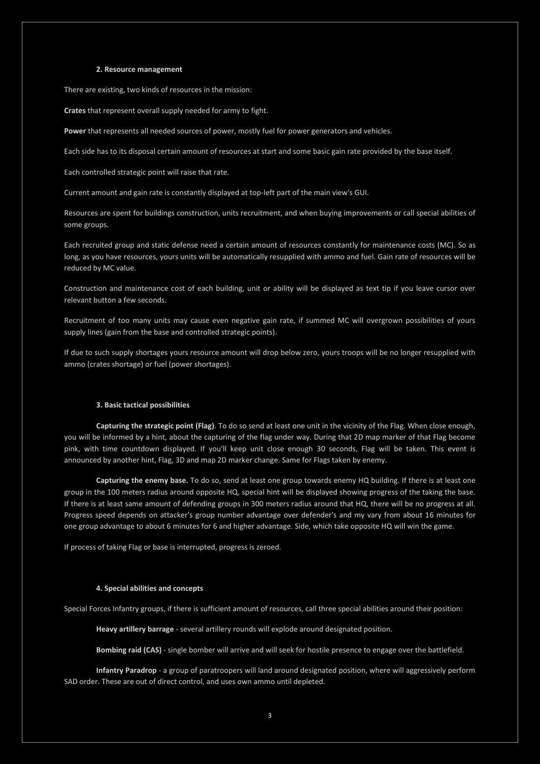### 2. Resource management

There are existing, two kinds of resources in the mission:

**Crates** that represent overall supply needed for army to fight.

**Power** that represents all needed sources of power, mostly fuel for power generators and vehicles.

Each side has to its disposal certain amount of resources at start and some basic gain rate provided by the base itself.

Each controlled strategic point will raise that rate.

Current amount and gain rate is constantly displayed at top-left part of the main view's GUI.

Resources are spent for buildings construction, units recruitment, and when buying improvements or call special abilities of some groups.

Each recruited group and static defense need a certain amount of resources constantly for maintenance costs (MC). So as long, as you have resources, yours units will be automatically resupplied with ammo and fuel. Gain rate of resources will be reduced by MC value.

Construction and maintenance cost of each building, unit or ability will be displayed as text tip if you leave cursor over relevant button a few seconds.

Recruitment of too many units may cause even negative gain rate, if summed MC will overgrown possibilities of yours supply lines (gain from the base and controlled strategic points).

If due to such supply shortages yours resource amount will drop below zero, yours troops will be no longer resupplied with ammo (crates shortage) or fuel (power shortages).

### 3. Basic tactical possibilities

**Capturing the strategic point (Flag)**. To do so send at least one unit in the vicinity of the Flag. When close enough, you will be informed by a hint, about the capturing of the flag under way. During that 2D map marker of that Flag become pink, with time countdown displayed. If you'll keep unit close enough 30 seconds, Flag will be taken. This event is announced by another hint, Flag, 3D and map 2D marker change. Same for Flags taken by enemy.

**Capturing the enemy base.** To do so, send at least one group towards enemy HQ building. If there is at least one group in the 100 meters radius around opposite HQ, special hint will be displayed showing progress of the taking the base. If there is at least same amount of defending groups in 300 meters radius around that HQ, there will be no progress at all. Progress speed depends on attacker's group number advantage over defender's and my vary from about 16 minutes for one group advantage to about 6 minutes for 6 and higher advantage. Side, which take opposite HQ will win the game.

If process of taking Flag or base is interrupted, progress is zeroed.

### 4. Special abilities and concepts

Special Forces Infantry groups, if there is sufficient amount of resources, call three special abilities around their position:

**Heavy artillery barrage** - several artillery rounds will explode around designated position.

**Bombing raid (CAS)** - single bomber will arrive and will seek for hostile presence to engage over the battlefield.

**Infantry Paradrop** - a group of paratroopers will land around designated position, where will aggressively perform SAD order. These are out of direct control, and uses own ammo until depleted.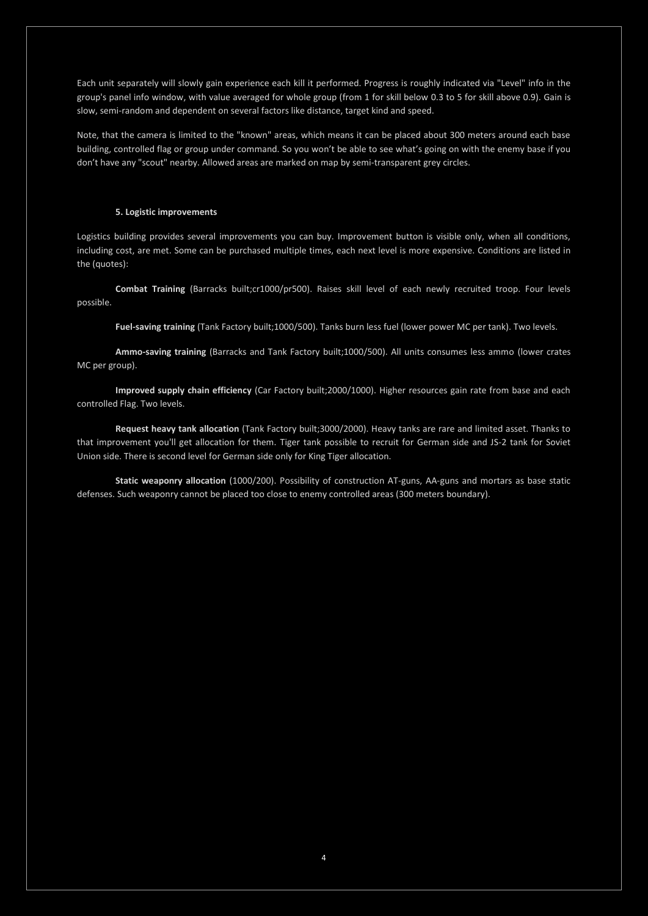Each unit separately will slowly gain experience each kill it performed. Progress is roughly indicated via "Level" info in the group's panel info window, with value averaged for whole group (from 1 for skill below 0.3 to 5 for skill above 0.9). Gain is slow, semi-random and dependent on several factors like distance, target kind and speed.

Note, that the camera is limited to the "known" areas, which means it can be placed about 300 meters around each base building, controlled flag or group under command. So you won't be able to see what's going on with the enemy base if you don't have any "scout" nearby. Allowed areas are marked on map by semi-transparent grey circles.

#### 5. Logistic improvements

Logistics building provides several improvements you can buy. Improvement button is visible only, when all conditions, including cost, are met. Some can be purchased multiple times, each next level is more expensive. Conditions are listed in the (quotes):

**Combat Training** (Barracks built;cr1000/pr500). Raises skill level of each newly recruited troop. Four levels possible.

**Fuel-saving training** (Tank Factory built;1000/500). Tanks burn less fuel (lower power MC per tank). Two levels.

**Ammo-saving training** (Barracks and Tank Factory built;1000/500). All units consumes less ammo (lower crates MC per group).

**Improved supply chain efficiency** (Car Factory built;2000/1000). Higher resources gain rate from base and each controlled Flag. Two levels.

**Request heavy tank allocation** (Tank Factory built;3000/2000). Heavy tanks are rare and limited asset. Thanks to that improvement you'll get allocation for them. Tiger tank possible to recruit for German side and JS-2 tank for Soviet Union side. There is second level for German side only for King Tiger allocation.

**Static weaponry allocation** (1000/200). Possibility of construction AT-guns, AA-guns and mortars as base static defenses. Such weaponry cannot be placed too close to enemy controlled areas (300 meters boundary).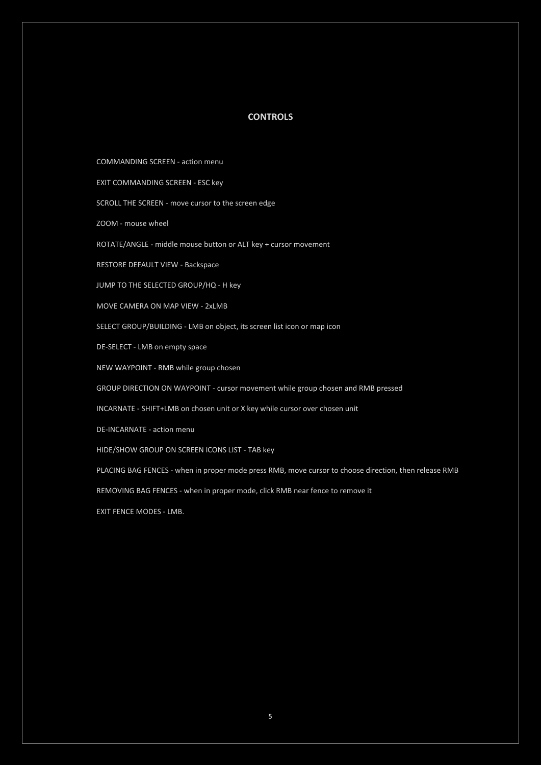## CONTROLS

COMMANDING SCREEN - action menu

EXIT COMMANDING SCREEN - ESC key

SCROLL THE SCREEN - move cursor to the screen edge

ZOOM - mouse wheel

ROTATE/ANGLE - middle mouse button or ALT key + cursor movement

RESTORE DEFAULT VIEW - Backspace

JUMP TO THE SELECTED GROUP/HQ - H key

MOVE CAMERA ON MAP VIEW - 2xLMB

SELECT GROUP/BUILDING - LMB on object, its screen list icon or map icon

DE-SELECT - LMB on empty space

NEW WAYPOINT - RMB while group chosen

GROUP DIRECTION ON WAYPOINT - cursor movement while group chosen and RMB pressed

INCARNATE - SHIFT+LMB on chosen unit or X key while cursor over chosen unit

DE-INCARNATE - action menu

HIDE/SHOW GROUP ON SCREEN ICONS LIST - TAB key

PLACING BAG FENCES - when in proper mode press RMB, move cursor to choose direction, then release RMB

REMOVING BAG FENCES - when in proper mode, click RMB near fence to remove it

EXIT FENCE MODES - LMB.